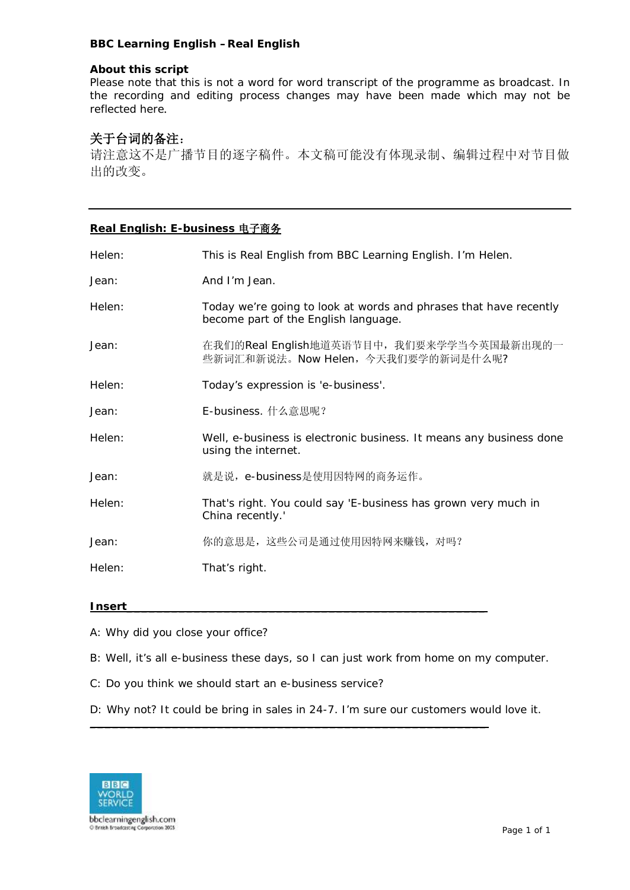**BBC Learning English – Real English**

**About this script**

Please note that this is not a word for word transcript of the programme as broadcast. In the recording and editing process changes may have been made which may not be reflected here.

**关于台词的备注:**

请注意这不是广播节目的逐字稿件。本文稿可能没有体现录制、编辑过程中对节目做出的改变。

---

**Real English: E-business 电子商务**

| | |
|---|---|
| Helen: | This is Real English from BBC Learning English. I'm Helen. |
| Jean: | And I'm Jean. |
| Helen: | Today we're going to look at words and phrases that have recently become part of the English language. |
| Jean: | 在我们的Real English地道英语节目中，我们要来学学当今英国最新出现的一些新词汇和新说法。Now Helen，今天我们要学的新词是什么呢? |
| Helen: | Today's expression is 'e-business'. |
| Jean: | E-business. 什么意思呢？ |
| Helen: | Well, e-business is electronic business. It means any business done using the internet. |
| Jean: | 就是说，e-business是使用因特网的商务运作。 |
| Helen: | That's right. You could say 'E-business has grown very much in China recently.' |
| Jean: | 你的意思是，这些公司是通过使用因特网来赚钱，对吗？ |
| Helen: | That's right. |

**Insert**

A: Why did you close your office?

B: Well, it's all e-business these days, so I can just work from home on my computer.

C: Do you think we should start an e-business service?

D: Why not? It could be bring in sales in 24-7. I'm sure our customers would love it.

---

bbclearningenglish.com
© British Broadcasting Corporation 2005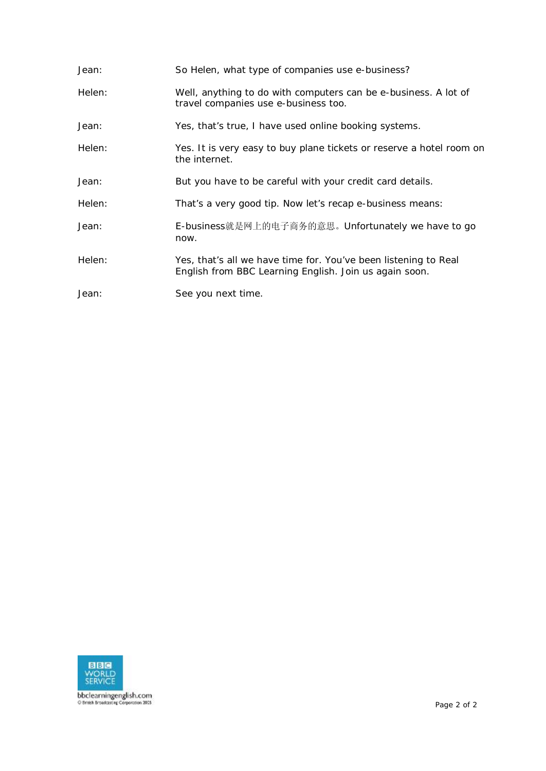| | |
|---|---|
| Jean: | So Helen, what type of companies use e-business? |
| Helen: | Well, anything to do with computers can be e-business. A lot of travel companies use e-business too. |
| Jean: | Yes, that's true, I have used online booking systems. |
| Helen: | Yes. It is very easy to buy plane tickets or reserve a hotel room on the internet. |
| Jean: | But you have to be careful with your credit card details. |
| Helen: | That's a very good tip. Now let's recap e-business means: |
| Jean: | E-business就是网上的电子商务的意思。Unfortunately we have to go now. |
| Helen: | Yes, that's all we have time for. You've been listening to Real English from BBC Learning English. Join us again soon. |
| Jean: | See you next time. |

BBC WORLD SERVICE

bbclearningenglish.com

© British Broadcasting Corporation 2005